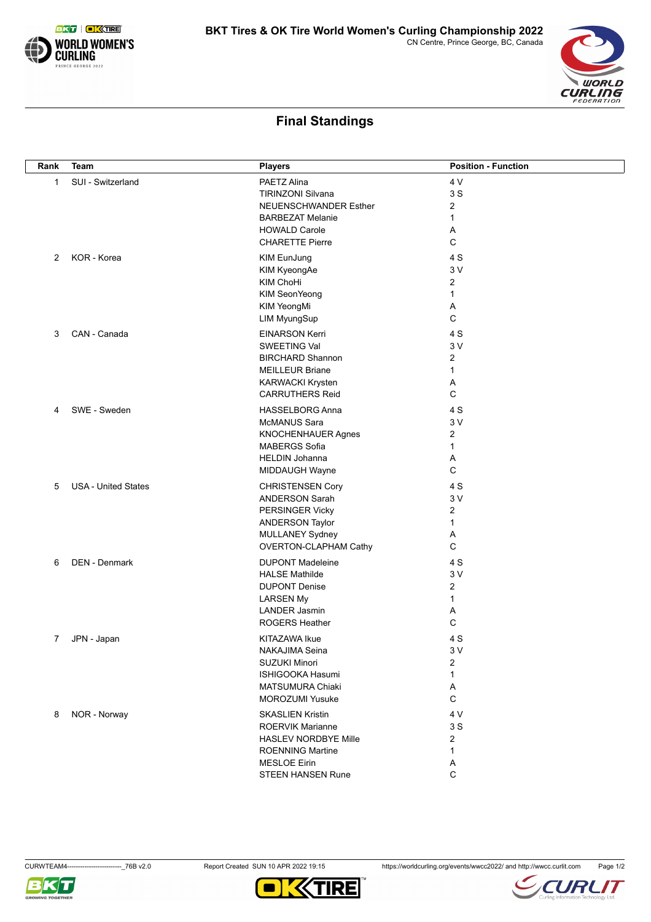# BKT Tires & OK Tire World Women's Curling Championship 2022

CN Centre, Prince George, BC, Canada

## Final Standings

| Rank | Team | Players | Position - Function |
|---|---|---|---|
| 1 | SUI - Switzerland | PAETZ Alina | 4 V |
| | | TIRINZONI Silvana | 3 S |
| | | NEUENSCHWANDER Esther | 2 |
| | | BARBEZAT Melanie | 1 |
| | | HOWALD Carole | A |
| | | CHARETTE Pierre | C |
| 2 | KOR - Korea | KIM EunJung | 4 S |
| | | KIM KyeongAe | 3 V |
| | | KIM ChoHi | 2 |
| | | KIM SeonYeong | 1 |
| | | KIM YeongMi | A |
| | | LIM MyungSup | C |
| 3 | CAN - Canada | EINARSON Kerri | 4 S |
| | | SWEETING Val | 3 V |
| | | BIRCHARD Shannon | 2 |
| | | MEILLEUR Briane | 1 |
| | | KARWACKI Krysten | A |
| | | CARRUTHERS Reid | C |
| 4 | SWE - Sweden | HASSELBORG Anna | 4 S |
| | | McMANUS Sara | 3 V |
| | | KNOCHENHAUER Agnes | 2 |
| | | MABERGS Sofia | 1 |
| | | HELDIN Johanna | A |
| | | MIDDAUGH Wayne | C |
| 5 | USA - United States | CHRISTENSEN Cory | 4 S |
| | | ANDERSON Sarah | 3 V |
| | | PERSINGER Vicky | 2 |
| | | ANDERSON Taylor | 1 |
| | | MULLANEY Sydney | A |
| | | OVERTON-CLAPHAM Cathy | C |
| 6 | DEN - Denmark | DUPONT Madeleine | 4 S |
| | | HALSE Mathilde | 3 V |
| | | DUPONT Denise | 2 |
| | | LARSEN My | 1 |
| | | LANDER Jasmin | A |
| | | ROGERS Heather | C |
| 7 | JPN - Japan | KITAZAWA Ikue | 4 S |
| | | NAKAJIMA Seina | 3 V |
| | | SUZUKI Minori | 2 |
| | | ISHIGOOKA Hasumi | 1 |
| | | MATSUMURA Chiaki | A |
| | | MOROZUMI Yusuke | C |
| 8 | NOR - Norway | SKASLIEN Kristin | 4 V |
| | | ROERVIK Marianne | 3 S |
| | | HASLEV NORDBYE Mille | 2 |
| | | ROENNING Martine | 1 |
| | | MESLOE Eirin | A |
| | | STEEN HANSEN Rune | C |

CURWTEAM4-------------------------_76B v2.0 Report Created SUN 10 APR 2022 19:15 https://worldcurling.org/events/wwcc2022/ and http://wwcc.curlit.com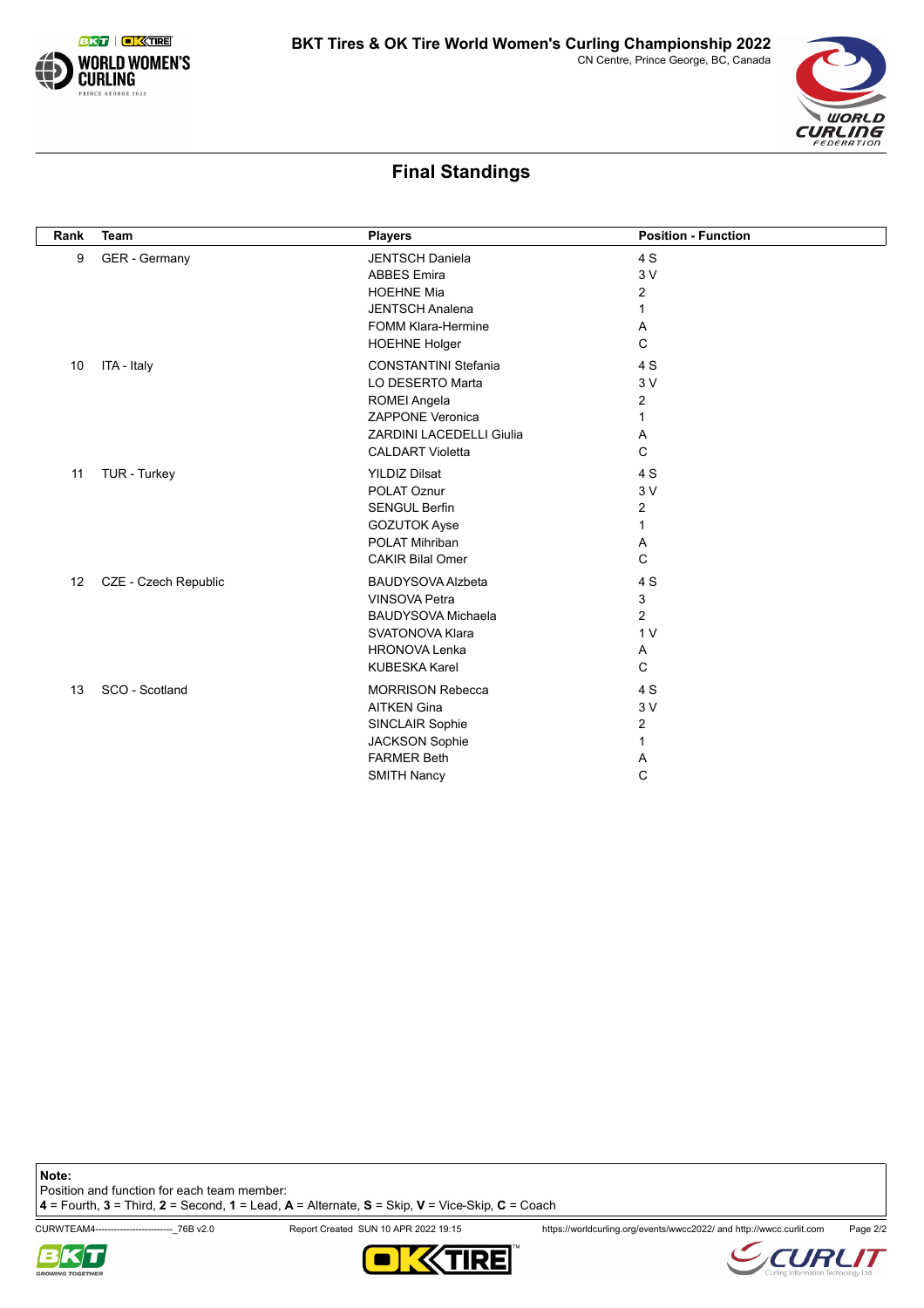# BKT Tires & OK Tire World Women's Curling Championship 2022

CN Centre, Prince George, BC, Canada

## Final Standings

| Rank | Team | Players | Position - Function |
|---|---|---|---|
| 9 | GER - Germany | JENTSCH Daniela | 4 S |
| | | ABBES Emira | 3 V |
| | | HOEHNE Mia | 2 |
| | | JENTSCH Analena | 1 |
| | | FOMM Klara-Hermine | A |
| | | HOEHNE Holger | C |
| 10 | ITA - Italy | CONSTANTINI Stefania | 4 S |
| | | LO DESERTO Marta | 3 V |
| | | ROMEI Angela | 2 |
| | | ZAPPONE Veronica | 1 |
| | | ZARDINI LACEDELLI Giulia | A |
| | | CALDART Violetta | C |
| 11 | TUR - Turkey | YILDIZ Dilsat | 4 S |
| | | POLAT Oznur | 3 V |
| | | SENGUL Berfin | 2 |
| | | GOZUTOK Ayse | 1 |
| | | POLAT Mihriban | A |
| | | CAKIR Bilal Omer | C |
| 12 | CZE - Czech Republic | BAUDYSOVA Alzbeta | 4 S |
| | | VINSOVA Petra | 3 |
| | | BAUDYSOVA Michaela | 2 |
| | | SVATONOVA Klara | 1 V |
| | | HRONOVA Lenka | A |
| | | KUBESKA Karel | C |
| 13 | SCO - Scotland | MORRISON Rebecca | 4 S |
| | | AITKEN Gina | 3 V |
| | | SINCLAIR Sophie | 2 |
| | | JACKSON Sophie | 1 |
| | | FARMER Beth | A |
| | | SMITH Nancy | C |

**Note:**
Position and function for each team member:
**4** = Fourth, **3** = Third, **2** = Second, **1** = Lead, **A** = Alternate, **S** = Skip, **V** = Vice-Skip, **C** = Coach

CURWTEAM4-------------------------_76B v2.0 Report Created SUN 10 APR 2022 19:15 https://worldcurling.org/events/wwcc2022/ and http://wwcc.curlit.com